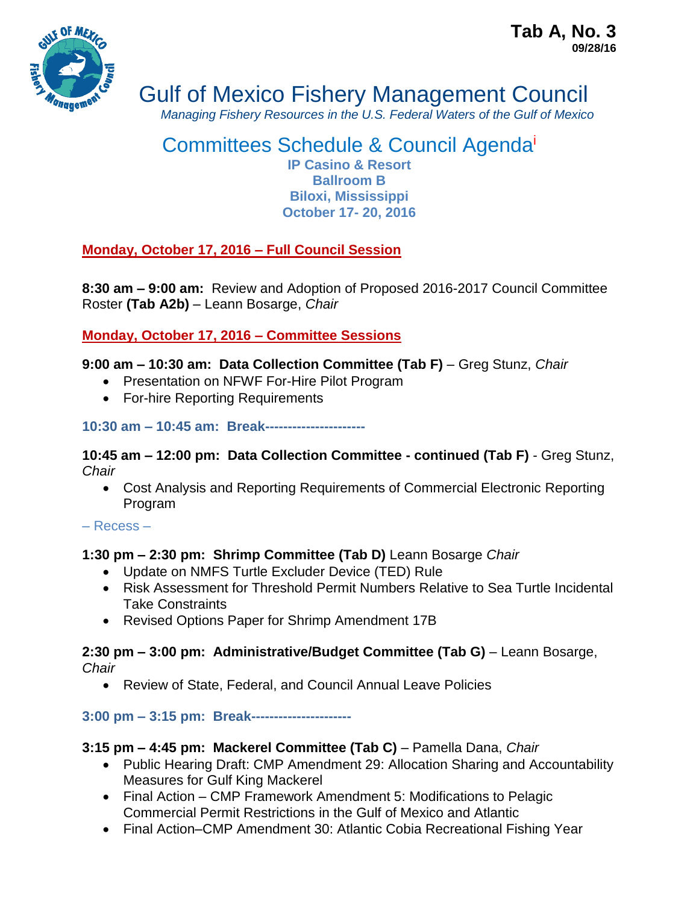**Tab A, No. 3**
**09/28/16**

# Gulf of Mexico Fishery Management Council

*Managing Fishery Resources in the U.S. Federal Waters of the Gulf of Mexico*

## Committees Schedule & Council Agenda[i]

**IP Casino & Resort**
**Ballroom B**
**Biloxi, Mississippi**
**October 17- 20, 2016**

### Monday, October 17, 2016 – Full Council Session

**8:30 am – 9:00 am:** Review and Adoption of Proposed 2016-2017 Council Committee Roster **(Tab A2b)** – Leann Bosarge, *Chair*

### Monday, October 17, 2016 – Committee Sessions

**9:00 am – 10:30 am: Data Collection Committee (Tab F)** – Greg Stunz, *Chair*

- Presentation on NFWF For-Hire Pilot Program
- For-hire Reporting Requirements

**10:30 am – 10:45 am: Break----------------------**

**10:45 am – 12:00 pm: Data Collection Committee - continued (Tab F)** - Greg Stunz, *Chair*

- Cost Analysis and Reporting Requirements of Commercial Electronic Reporting Program

– Recess –

**1:30 pm – 2:30 pm: Shrimp Committee (Tab D)** Leann Bosarge *Chair*

- Update on NMFS Turtle Excluder Device (TED) Rule
- Risk Assessment for Threshold Permit Numbers Relative to Sea Turtle Incidental Take Constraints
- Revised Options Paper for Shrimp Amendment 17B

**2:30 pm – 3:00 pm: Administrative/Budget Committee (Tab G)** – Leann Bosarge, *Chair*

- Review of State, Federal, and Council Annual Leave Policies

**3:00 pm – 3:15 pm: Break----------------------**

**3:15 pm – 4:45 pm: Mackerel Committee (Tab C)** – Pamella Dana, *Chair*

- Public Hearing Draft: CMP Amendment 29: Allocation Sharing and Accountability Measures for Gulf King Mackerel
- Final Action – CMP Framework Amendment 5: Modifications to Pelagic Commercial Permit Restrictions in the Gulf of Mexico and Atlantic
- Final Action–CMP Amendment 30: Atlantic Cobia Recreational Fishing Year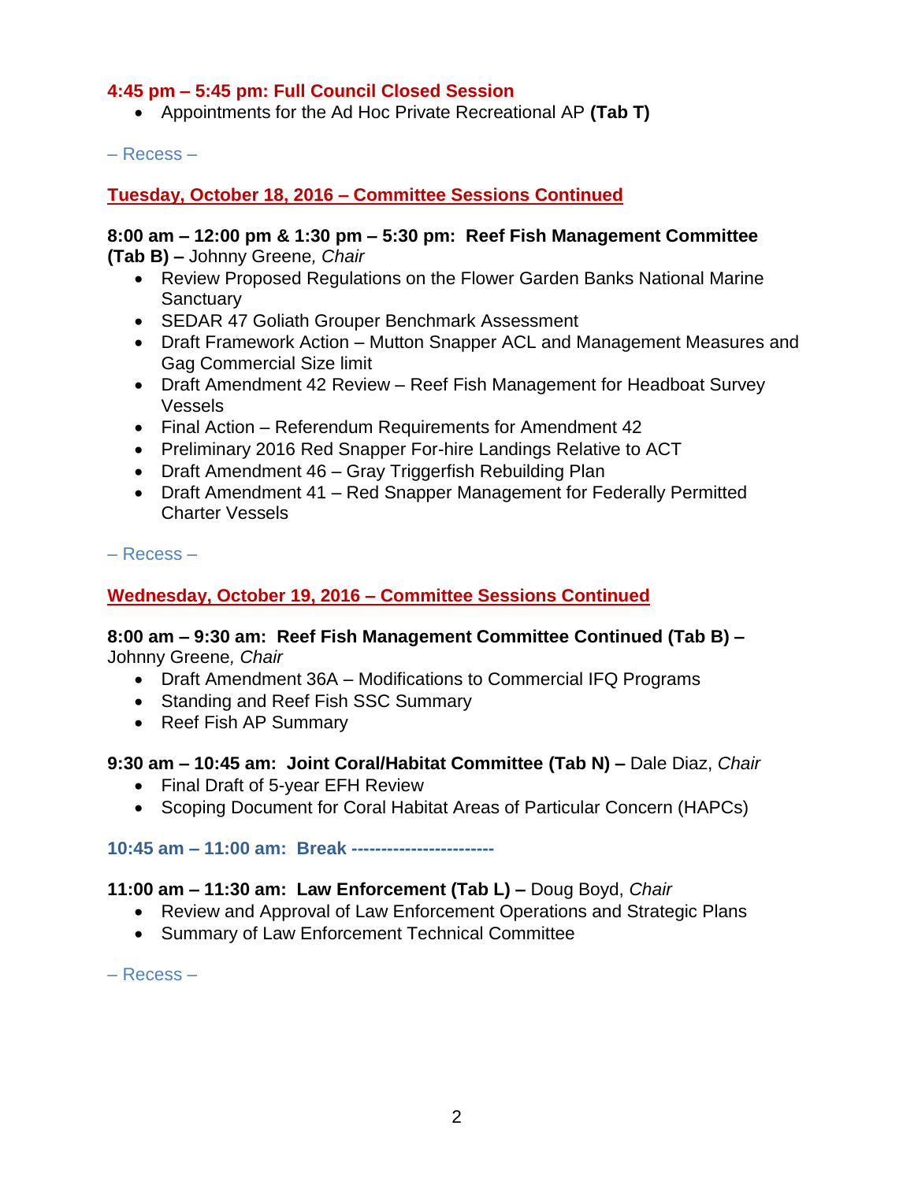**4:45 pm – 5:45 pm: Full Council Closed Session**

- Appointments for the Ad Hoc Private Recreational AP **(Tab T)**

– Recess –

## Tuesday, October 18, 2016 – Committee Sessions Continued

**8:00 am – 12:00 pm & 1:30 pm – 5:30 pm: Reef Fish Management Committee (Tab B) –** Johnny Greene*, Chair*

- Review Proposed Regulations on the Flower Garden Banks National Marine Sanctuary
- SEDAR 47 Goliath Grouper Benchmark Assessment
- Draft Framework Action – Mutton Snapper ACL and Management Measures and Gag Commercial Size limit
- Draft Amendment 42 Review – Reef Fish Management for Headboat Survey Vessels
- Final Action – Referendum Requirements for Amendment 42
- Preliminary 2016 Red Snapper For-hire Landings Relative to ACT
- Draft Amendment 46 – Gray Triggerfish Rebuilding Plan
- Draft Amendment 41 – Red Snapper Management for Federally Permitted Charter Vessels

– Recess –

## Wednesday, October 19, 2016 – Committee Sessions Continued

**8:00 am – 9:30 am: Reef Fish Management Committee Continued (Tab B) –** Johnny Greene*, Chair*

- Draft Amendment 36A – Modifications to Commercial IFQ Programs
- Standing and Reef Fish SSC Summary
- Reef Fish AP Summary

**9:30 am – 10:45 am: Joint Coral/Habitat Committee (Tab N) –** Dale Diaz, *Chair*

- Final Draft of 5-year EFH Review
- Scoping Document for Coral Habitat Areas of Particular Concern (HAPCs)

**10:45 am – 11:00 am: Break -----------------------**

**11:00 am – 11:30 am: Law Enforcement (Tab L) –** Doug Boyd, *Chair*

- Review and Approval of Law Enforcement Operations and Strategic Plans
- Summary of Law Enforcement Technical Committee

– Recess –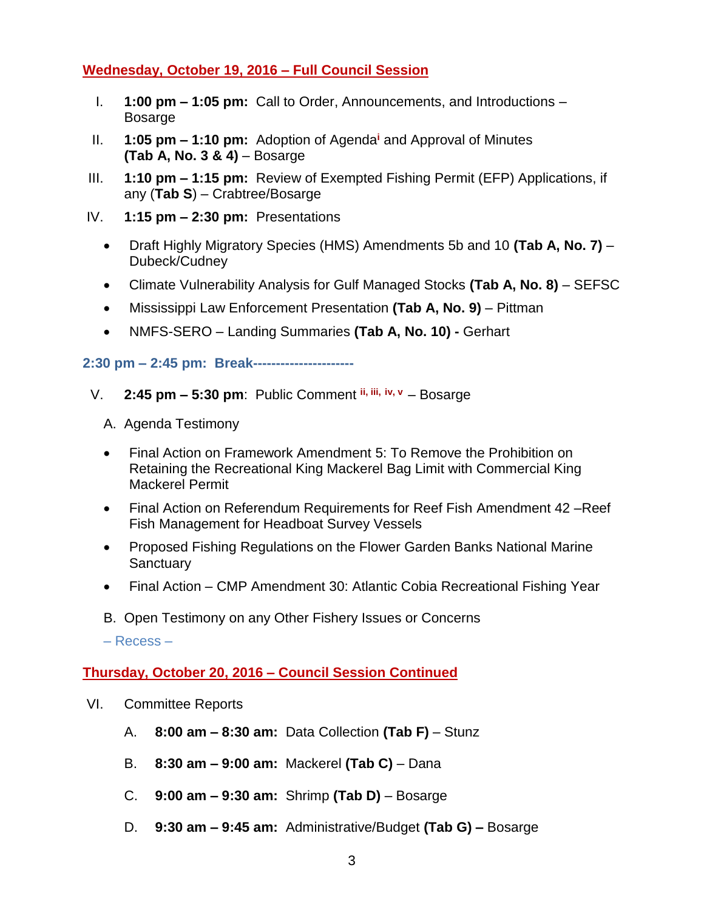## Wednesday, October 19, 2016 – Full Council Session

I. **1:00 pm – 1:05 pm:** Call to Order, Announcements, and Introductions – Bosarge

II. **1:05 pm – 1:10 pm:** Adoption of Agenda[i] and Approval of Minutes **(Tab A, No. 3 & 4)** – Bosarge

III. **1:10 pm – 1:15 pm:** Review of Exempted Fishing Permit (EFP) Applications, if any (**Tab S**) – Crabtree/Bosarge

IV. **1:15 pm – 2:30 pm:** Presentations

- Draft Highly Migratory Species (HMS) Amendments 5b and 10 **(Tab A, No. 7)** – Dubeck/Cudney
- Climate Vulnerability Analysis for Gulf Managed Stocks **(Tab A, No. 8)** – SEFSC
- Mississippi Law Enforcement Presentation **(Tab A, No. 9)** – Pittman
- NMFS-SERO – Landing Summaries **(Tab A, No. 10) -** Gerhart

**2:30 pm – 2:45 pm: Break---------------------**

V. **2:45 pm – 5:30 pm**: Public Comment [ii, iii, iv, v] – Bosarge

A. Agenda Testimony

- Final Action on Framework Amendment 5: To Remove the Prohibition on Retaining the Recreational King Mackerel Bag Limit with Commercial King Mackerel Permit
- Final Action on Referendum Requirements for Reef Fish Amendment 42 –Reef Fish Management for Headboat Survey Vessels
- Proposed Fishing Regulations on the Flower Garden Banks National Marine Sanctuary
- Final Action – CMP Amendment 30: Atlantic Cobia Recreational Fishing Year

B. Open Testimony on any Other Fishery Issues or Concerns

– Recess –

## Thursday, October 20, 2016 – Council Session Continued

VI. Committee Reports

A. **8:00 am – 8:30 am:** Data Collection **(Tab F)** – Stunz

B. **8:30 am – 9:00 am:** Mackerel **(Tab C)** – Dana

C. **9:00 am – 9:30 am:** Shrimp **(Tab D)** – Bosarge

D. **9:30 am – 9:45 am:** Administrative/Budget **(Tab G) –** Bosarge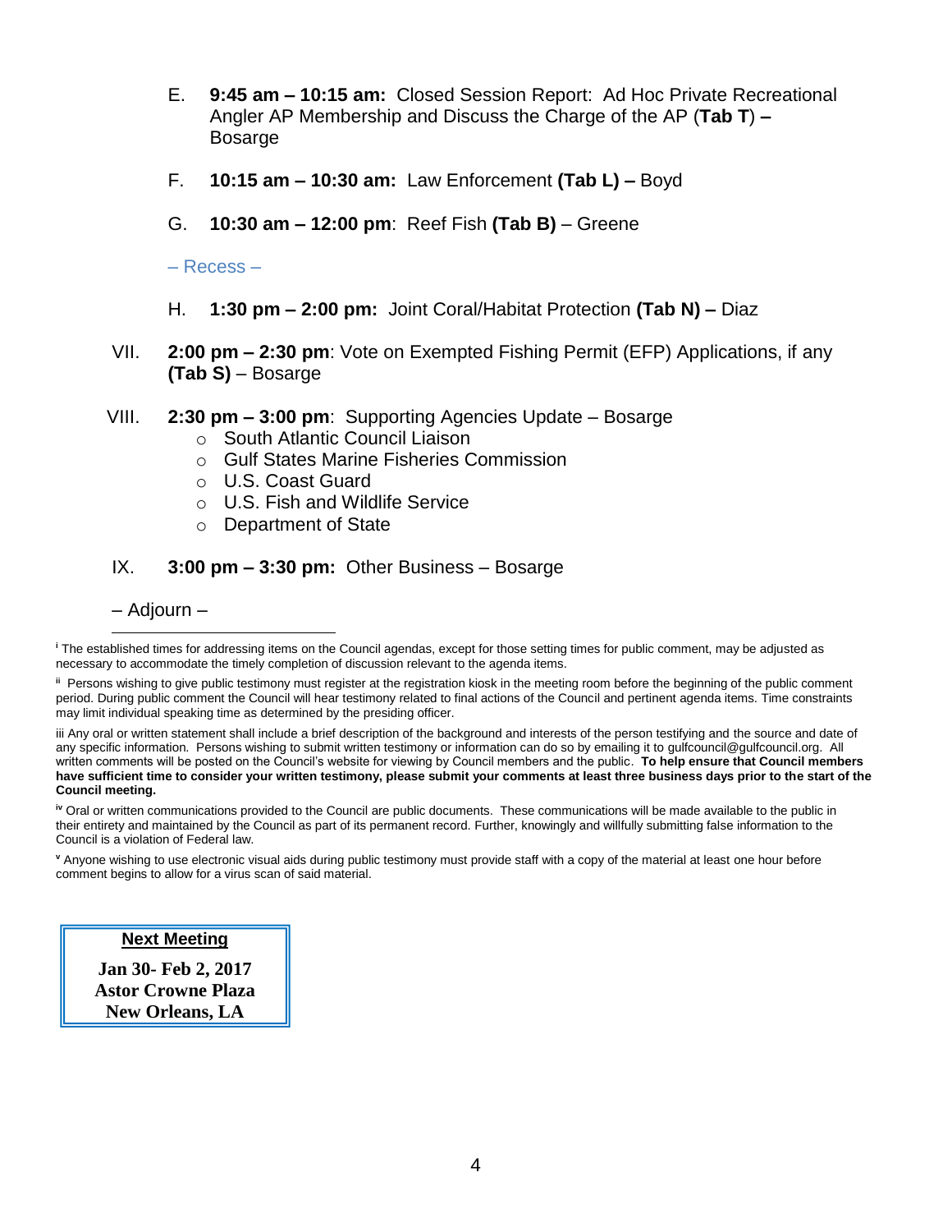E. **9:45 am – 10:15 am:** Closed Session Report: Ad Hoc Private Recreational Angler AP Membership and Discuss the Charge of the AP (**Tab T**) **–** Bosarge

F. **10:15 am – 10:30 am:** Law Enforcement **(Tab L) –** Boyd

G. **10:30 am – 12:00 pm**: Reef Fish **(Tab B)** – Greene

– Recess –

H. **1:30 pm – 2:00 pm:** Joint Coral/Habitat Protection **(Tab N) –** Diaz

VII. **2:00 pm – 2:30 pm**: Vote on Exempted Fishing Permit (EFP) Applications, if any **(Tab S)** – Bosarge

VIII. **2:30 pm – 3:00 pm**: Supporting Agencies Update – Bosarge
- South Atlantic Council Liaison
- Gulf States Marine Fisheries Commission
- U.S. Coast Guard
- U.S. Fish and Wildlife Service
- Department of State

IX. **3:00 pm – 3:30 pm:** Other Business – Bosarge

– Adjourn –

---

[i] The established times for addressing items on the Council agendas, except for those setting times for public comment, may be adjusted as necessary to accommodate the timely completion of discussion relevant to the agenda items.

[ii] Persons wishing to give public testimony must register at the registration kiosk in the meeting room before the beginning of the public comment period. During public comment the Council will hear testimony related to final actions of the Council and pertinent agenda items. Time constraints may limit individual speaking time as determined by the presiding officer.

iii Any oral or written statement shall include a brief description of the background and interests of the person testifying and the source and date of any specific information. Persons wishing to submit written testimony or information can do so by emailing it to gulfcouncil@gulfcouncil.org. All written comments will be posted on the Council's website for viewing by Council members and the public. **To help ensure that Council members have sufficient time to consider your written testimony, please submit your comments at least three business days prior to the start of the Council meeting.**

[iv] Oral or written communications provided to the Council are public documents. These communications will be made available to the public in their entirety and maintained by the Council as part of its permanent record. Further, knowingly and willfully submitting false information to the Council is a violation of Federal law.

[v] Anyone wishing to use electronic visual aids during public testimony must provide staff with a copy of the material at least one hour before comment begins to allow for a virus scan of said material.

**Next Meeting**

**Jan 30- Feb 2, 2017**
**Astor Crowne Plaza**
**New Orleans, LA**